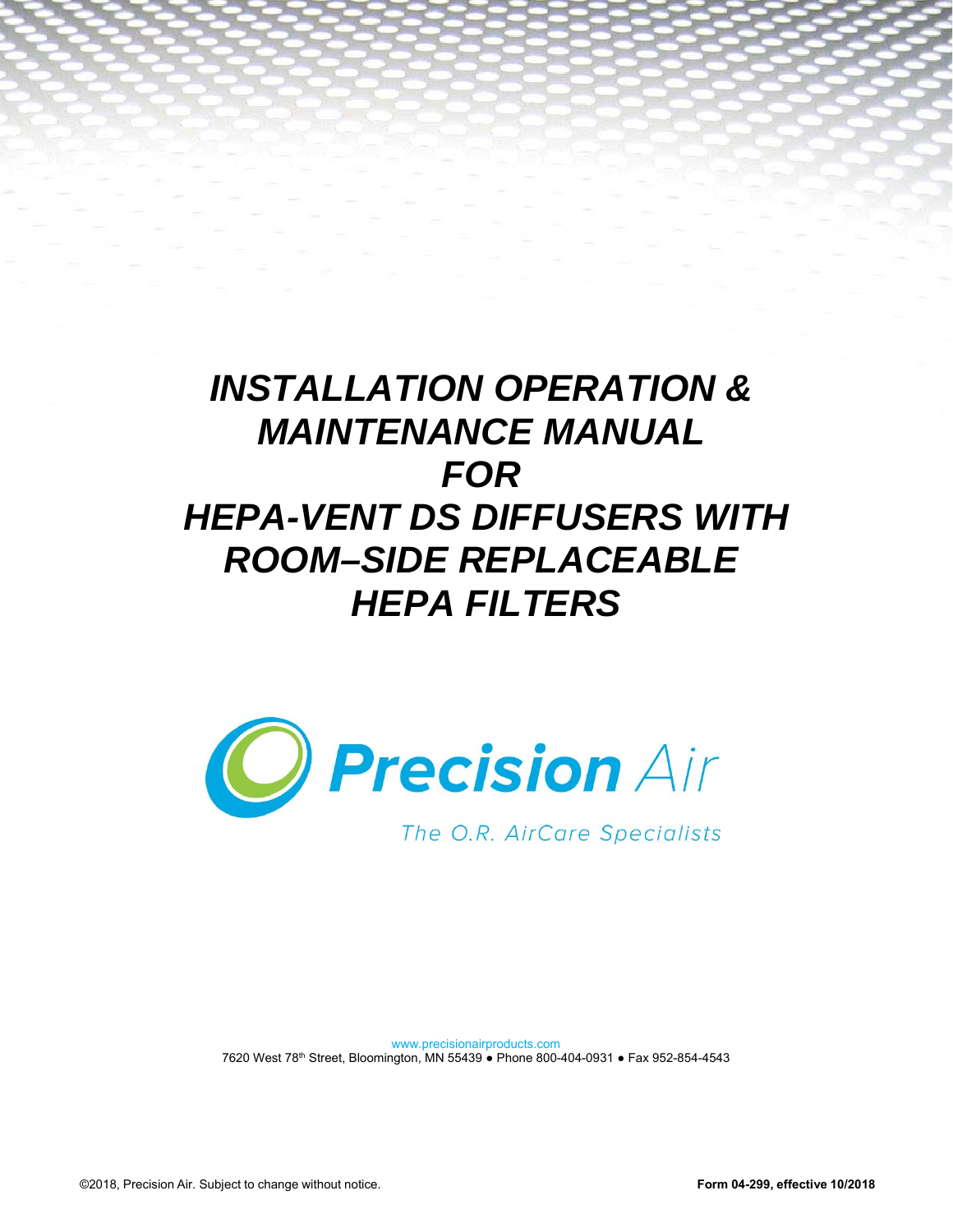# *INSTALLATION OPERATION & MAINTENANCE MANUAL FOR HEPA-VENT DS DIFFUSERS WITH ROOM–SIDE REPLACEABLE HEPA FILTERS*

**Precision** Air

*The O.R. AirCare Specialists*

www.precisionairproducts.com
7620 West 78th Street, Bloomington, MN 55439 ● Phone 800-404-0931 ● Fax 952-854-4543

©2018, Precision Air. Subject to change without notice.

**Form 04-299, effective 10/2018**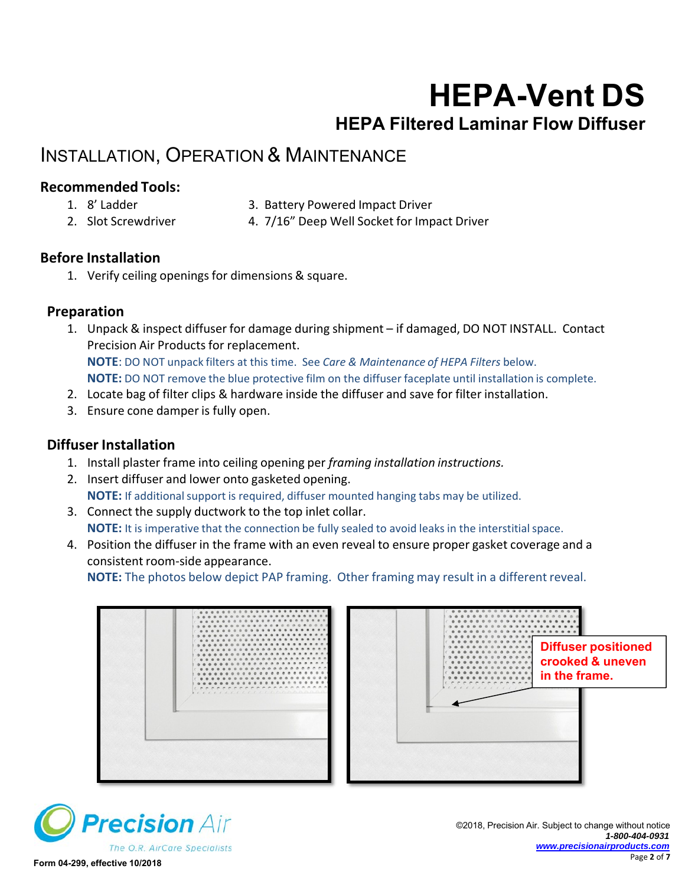# HEPA-Vent DS

## HEPA Filtered Laminar Flow Diffuser

## Installation, Operation & Maintenance

### Recommended Tools:

1. 8' Ladder
2. Slot Screwdriver
3. Battery Powered Impact Driver
4. 7/16" Deep Well Socket for Impact Driver

### Before Installation

1. Verify ceiling openings for dimensions & square.

### Preparation

1. Unpack & inspect diffuser for damage during shipment – if damaged, DO NOT INSTALL. Contact Precision Air Products for replacement.
   **NOTE**: DO NOT unpack filters at this time. See *Care & Maintenance of HEPA Filters* below.
   **NOTE:** DO NOT remove the blue protective film on the diffuser faceplate until installation is complete.
2. Locate bag of filter clips & hardware inside the diffuser and save for filter installation.
3. Ensure cone damper is fully open.

### Diffuser Installation

1. Install plaster frame into ceiling opening per *framing installation instructions.*
2. Insert diffuser and lower onto gasketed opening.
   **NOTE:** If additional support is required, diffuser mounted hanging tabs may be utilized.
3. Connect the supply ductwork to the top inlet collar.
   **NOTE:** It is imperative that the connection be fully sealed to avoid leaks in the interstitial space.
4. Position the diffuser in the frame with an even reveal to ensure proper gasket coverage and a consistent room-side appearance.
   **NOTE:** The photos below depict PAP framing. Other framing may result in a different reveal.

**Diffuser positioned crooked & uneven in the frame.**

©2018, Precision Air. Subject to change without notice
1-800-404-0931
www.precisionairproducts.com

Form 04-299, effective 10/2018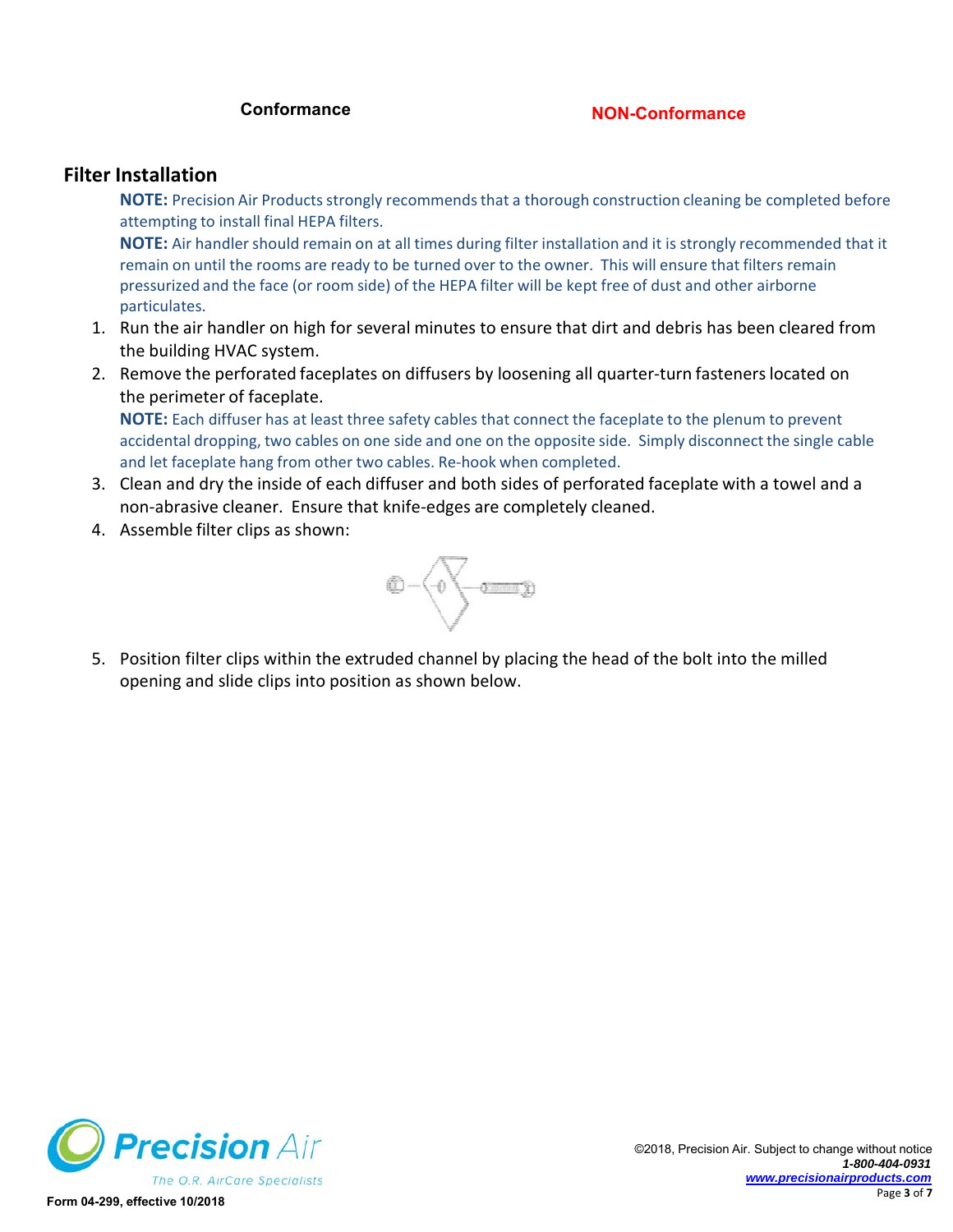**Conformance** **NON-Conformance**

## Filter Installation

**NOTE:** Precision Air Products strongly recommends that a thorough construction cleaning be completed before attempting to install final HEPA filters.

**NOTE:** Air handler should remain on at all times during filter installation and it is strongly recommended that it remain on until the rooms are ready to be turned over to the owner. This will ensure that filters remain pressurized and the face (or room side) of the HEPA filter will be kept free of dust and other airborne particulates.

1. Run the air handler on high for several minutes to ensure that dirt and debris has been cleared from the building HVAC system.
2. Remove the perforated faceplates on diffusers by loosening all quarter-turn fasteners located on the perimeter of faceplate.

   **NOTE:** Each diffuser has at least three safety cables that connect the faceplate to the plenum to prevent accidental dropping, two cables on one side and one on the opposite side. Simply disconnect the single cable and let faceplate hang from other two cables. Re-hook when completed.
3. Clean and dry the inside of each diffuser and both sides of perforated faceplate with a towel and a non-abrasive cleaner. Ensure that knife-edges are completely cleaned.
4. Assemble filter clips as shown:
5. Position filter clips within the extruded channel by placing the head of the bolt into the milled opening and slide clips into position as shown below.

Form 04-299, effective 10/2018

©2018, Precision Air. Subject to change without notice
*1-800-404-0931*
*www.precisionairproducts.com*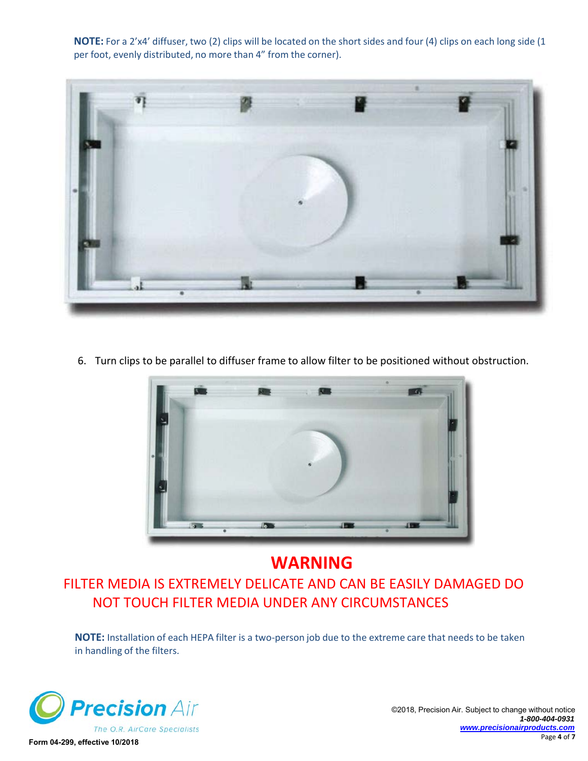**NOTE:** For a 2'x4' diffuser, two (2) clips will be located on the short sides and four (4) clips on each long side (1 per foot, evenly distributed, no more than 4" from the corner).

6. Turn clips to be parallel to diffuser frame to allow filter to be positioned without obstruction.

# WARNING

FILTER MEDIA IS EXTREMELY DELICATE AND CAN BE EASILY DAMAGED DO NOT TOUCH FILTER MEDIA UNDER ANY CIRCUMSTANCES

**NOTE:** Installation of each HEPA filter is a two-person job due to the extreme care that needs to be taken in handling of the filters.

©2018, Precision Air. Subject to change without notice
*1-800-404-0931*
*www.precisionairproducts.com*

**Form 04-299, effective 10/2018**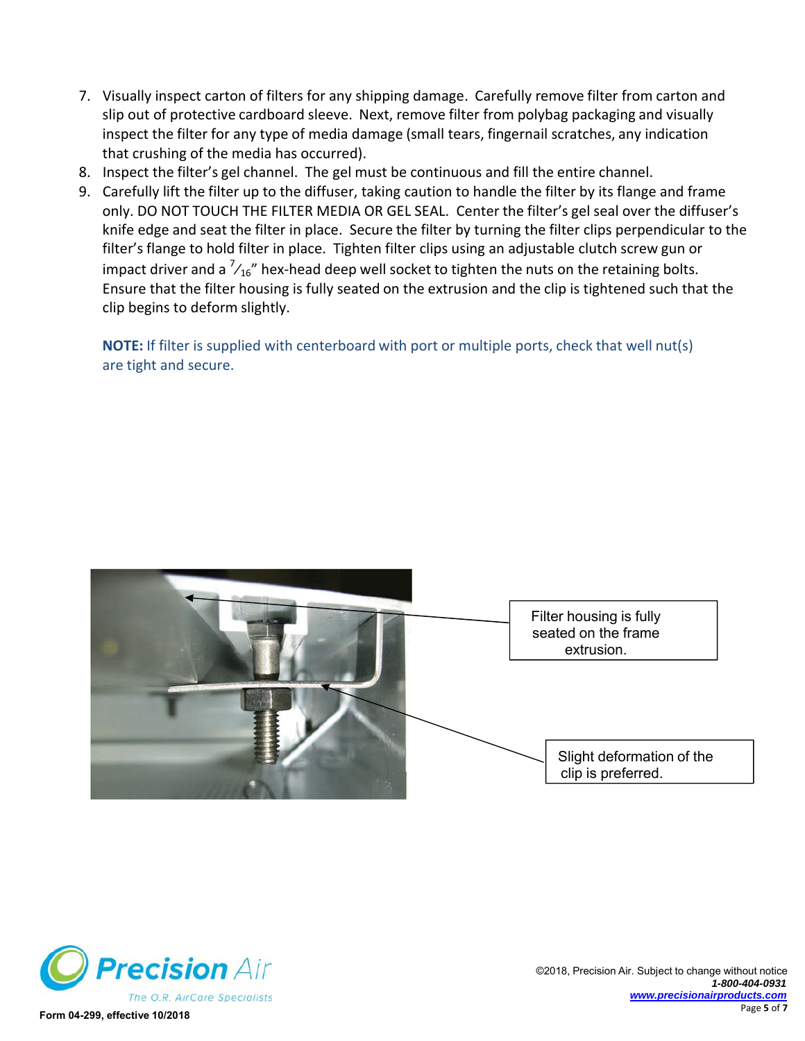7. Visually inspect carton of filters for any shipping damage. Carefully remove filter from carton and slip out of protective cardboard sleeve. Next, remove filter from polybag packaging and visually inspect the filter for any type of media damage (small tears, fingernail scratches, any indication that crushing of the media has occurred).
8. Inspect the filter's gel channel. The gel must be continuous and fill the entire channel.
9. Carefully lift the filter up to the diffuser, taking caution to handle the filter by its flange and frame only. DO NOT TOUCH THE FILTER MEDIA OR GEL SEAL. Center the filter's gel seal over the diffuser's knife edge and seat the filter in place. Secure the filter by turning the filter clips perpendicular to the filter's flange to hold filter in place. Tighten filter clips using an adjustable clutch screw gun or impact driver and a $^{7}/_{16}$" hex-head deep well socket to tighten the nuts on the retaining bolts. Ensure that the filter housing is fully seated on the extrusion and the clip is tightened such that the clip begins to deform slightly.

   **NOTE:** If filter is supplied with centerboard with port or multiple ports, check that well nut(s) are tight and secure.

Filter housing is fully seated on the frame extrusion.

Slight deformation of the clip is preferred.

©2018, Precision Air. Subject to change without notice
***1-800-404-0931***
***www.precisionairproducts.com***

**Form 04-299, effective 10/2018**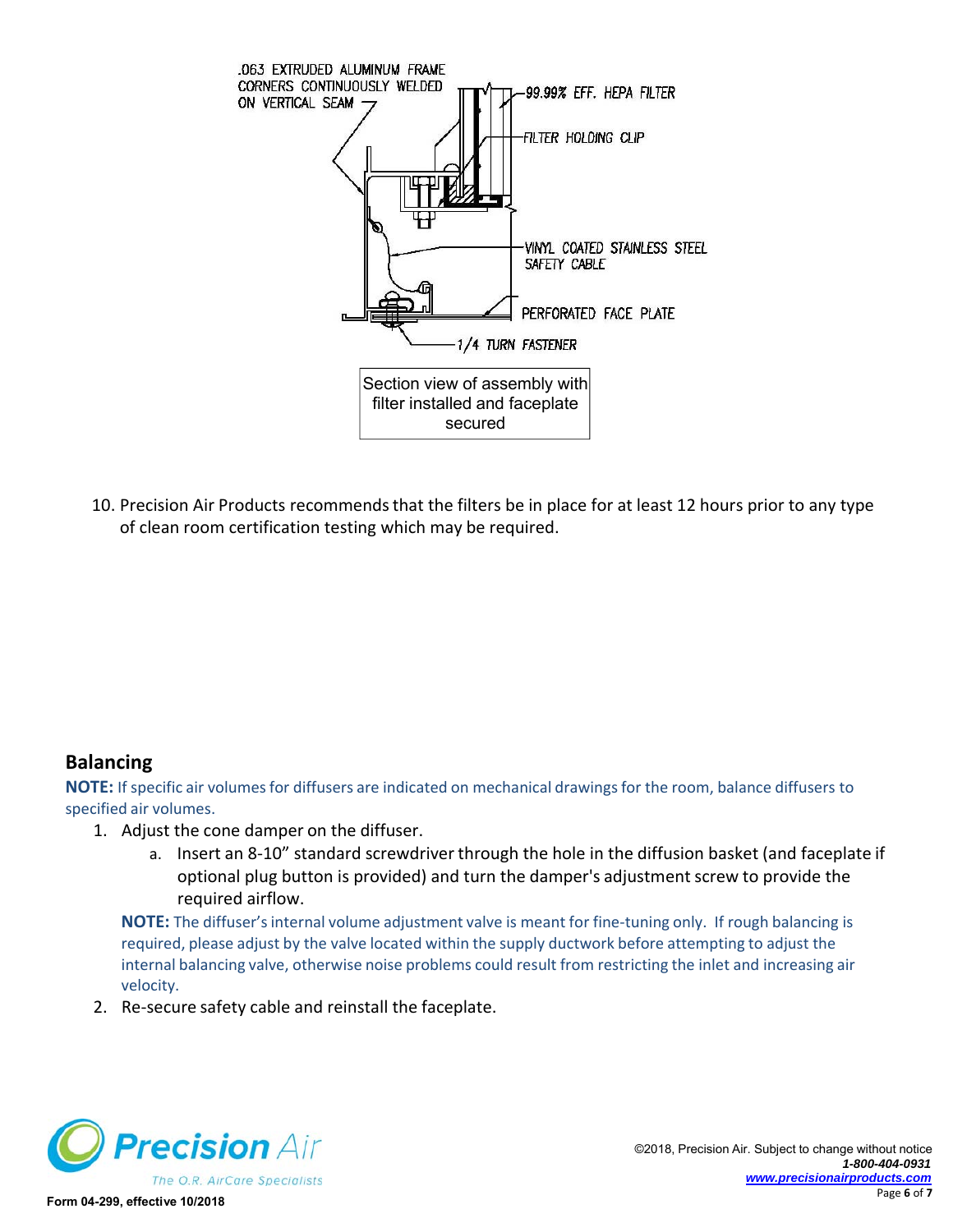.063 EXTRUDED ALUMINUM FRAME CORNERS CONTINUOUSLY WELDED ON VERTICAL SEAM

99.99% EFF. HEPA FILTER

FILTER HOLDING CLIP

VINYL COATED STAINLESS STEEL SAFETY CABLE

PERFORATED FACE PLATE

1/4 TURN FASTENER

Section view of assembly with filter installed and faceplate secured

10. Precision Air Products recommends that the filters be in place for at least 12 hours prior to any type of clean room certification testing which may be required.

## Balancing

**NOTE:** If specific air volumes for diffusers are indicated on mechanical drawings for the room, balance diffusers to specified air volumes.

1. Adjust the cone damper on the diffuser.
   a. Insert an 8-10" standard screwdriver through the hole in the diffusion basket (and faceplate if optional plug button is provided) and turn the damper's adjustment screw to provide the required airflow.

   **NOTE:** The diffuser's internal volume adjustment valve is meant for fine-tuning only. If rough balancing is required, please adjust by the valve located within the supply ductwork before attempting to adjust the internal balancing valve, otherwise noise problems could result from restricting the inlet and increasing air velocity.
2. Re-secure safety cable and reinstall the faceplate.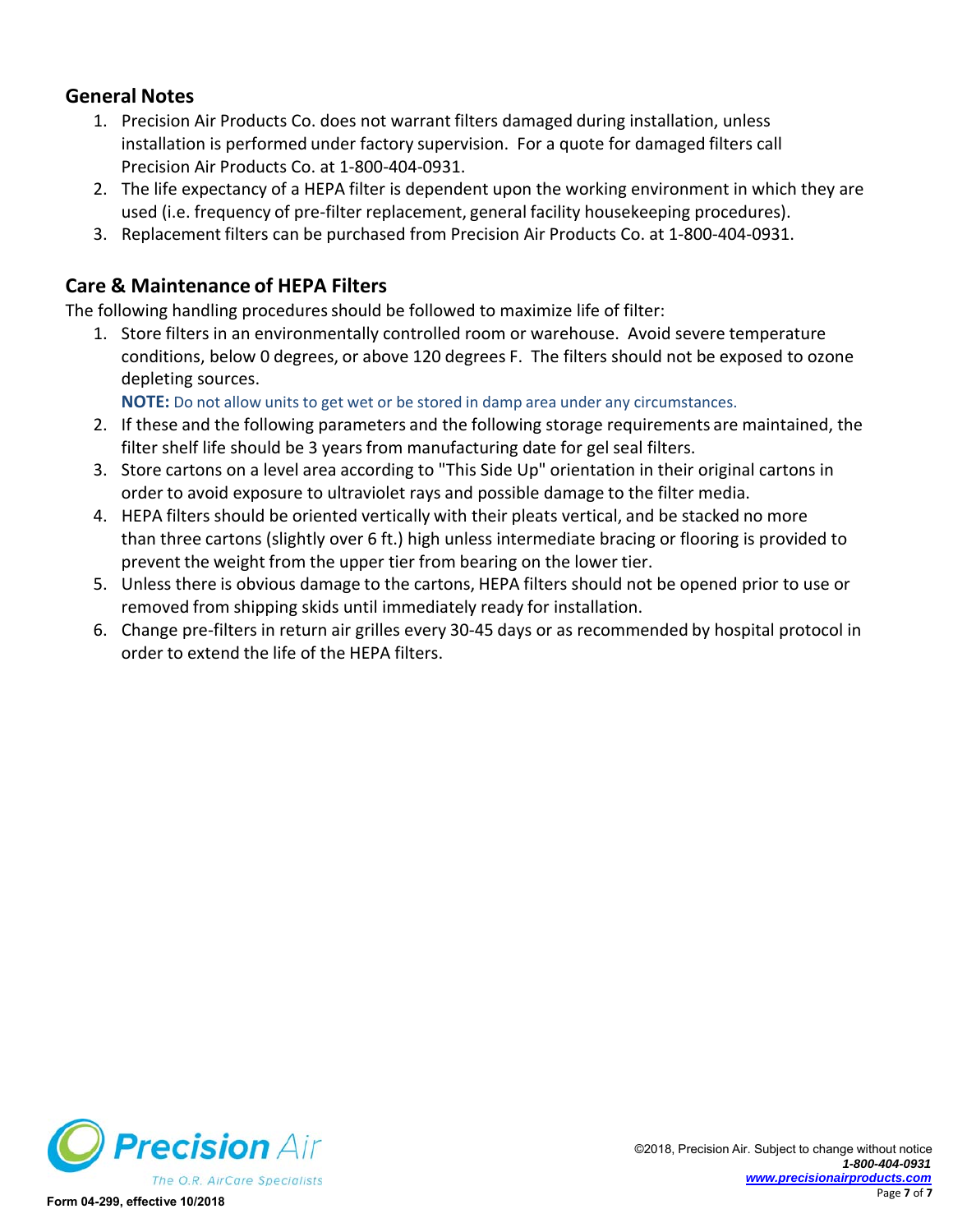## General Notes

1. Precision Air Products Co. does not warrant filters damaged during installation, unless installation is performed under factory supervision. For a quote for damaged filters call Precision Air Products Co. at 1-800-404-0931.
2. The life expectancy of a HEPA filter is dependent upon the working environment in which they are used (i.e. frequency of pre-filter replacement, general facility housekeeping procedures).
3. Replacement filters can be purchased from Precision Air Products Co. at 1-800-404-0931.

## Care & Maintenance of HEPA Filters

The following handling procedures should be followed to maximize life of filter:

1. Store filters in an environmentally controlled room or warehouse. Avoid severe temperature conditions, below 0 degrees, or above 120 degrees F. The filters should not be exposed to ozone depleting sources.

   **NOTE:** Do not allow units to get wet or be stored in damp area under any circumstances.
2. If these and the following parameters and the following storage requirements are maintained, the filter shelf life should be 3 years from manufacturing date for gel seal filters.
3. Store cartons on a level area according to "This Side Up" orientation in their original cartons in order to avoid exposure to ultraviolet rays and possible damage to the filter media.
4. HEPA filters should be oriented vertically with their pleats vertical, and be stacked no more than three cartons (slightly over 6 ft.) high unless intermediate bracing or flooring is provided to prevent the weight from the upper tier from bearing on the lower tier.
5. Unless there is obvious damage to the cartons, HEPA filters should not be opened prior to use or removed from shipping skids until immediately ready for installation.
6. Change pre-filters in return air grilles every 30-45 days or as recommended by hospital protocol in order to extend the life of the HEPA filters.

Precision Air
The O.R. AirCare Specialists

©2018, Precision Air. Subject to change without notice
*1-800-404-0931*
*www.precisionairproducts.com*

**Form 04-299, effective 10/2018**